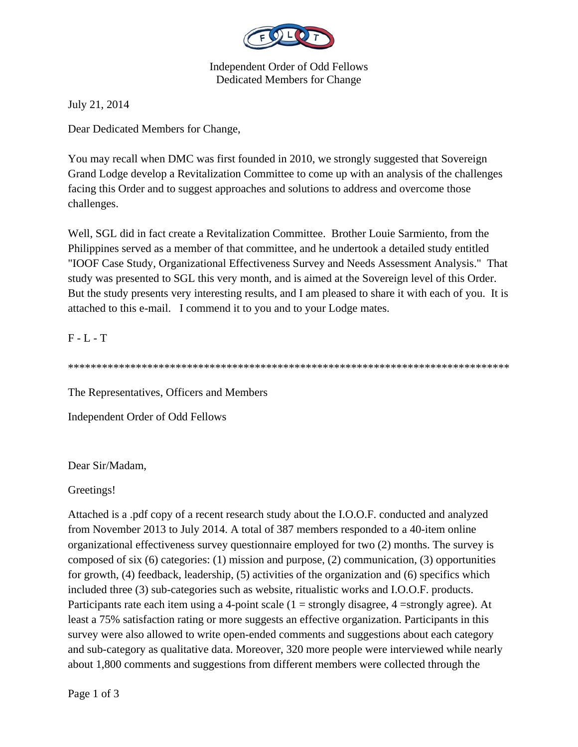Independent Order of Odd Fellows
Dedicated Members for Change

July 21, 2014

Dear Dedicated Members for Change,

You may recall when DMC was first founded in 2010, we strongly suggested that Sovereign Grand Lodge develop a Revitalization Committee to come up with an analysis of the challenges facing this Order and to suggest approaches and solutions to address and overcome those challenges.

Well, SGL did in fact create a Revitalization Committee. Brother Louie Sarmiento, from the Philippines served as a member of that committee, and he undertook a detailed study entitled "IOOF Case Study, Organizational Effectiveness Survey and Needs Assessment Analysis." That study was presented to SGL this very month, and is aimed at the Sovereign level of this Order. But the study presents very interesting results, and I am pleased to share it with each of you. It is attached to this e-mail. I commend it to you and to your Lodge mates.

F - L - T

********************************************************************************

The Representatives, Officers and Members

Independent Order of Odd Fellows

Dear Sir/Madam,

Greetings!

Attached is a .pdf copy of a recent research study about the I.O.O.F. conducted and analyzed from November 2013 to July 2014. A total of 387 members responded to a 40-item online organizational effectiveness survey questionnaire employed for two (2) months. The survey is composed of six (6) categories: (1) mission and purpose, (2) communication, (3) opportunities for growth, (4) feedback, leadership, (5) activities of the organization and (6) specifics which included three (3) sub-categories such as website, ritualistic works and I.O.O.F. products. Participants rate each item using a 4-point scale (1 = strongly disagree, 4 =strongly agree). At least a 75% satisfaction rating or more suggests an effective organization. Participants in this survey were also allowed to write open-ended comments and suggestions about each category and sub-category as qualitative data. Moreover, 320 more people were interviewed while nearly about 1,800 comments and suggestions from different members were collected through the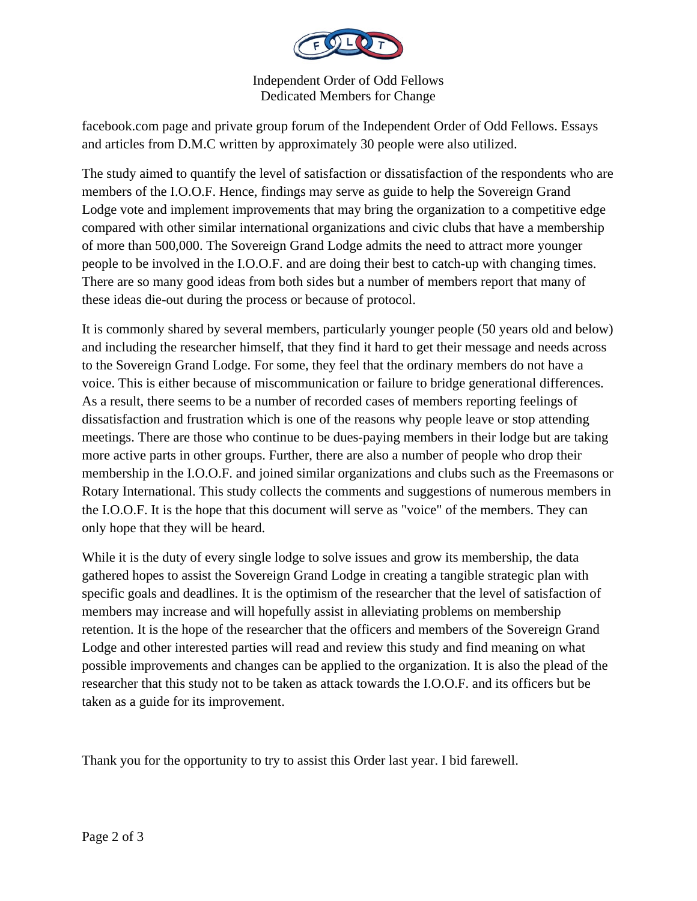facebook.com page and private group forum of the Independent Order of Odd Fellows. Essays and articles from D.M.C written by approximately 30 people were also utilized.

The study aimed to quantify the level of satisfaction or dissatisfaction of the respondents who are members of the I.O.O.F. Hence, findings may serve as guide to help the Sovereign Grand Lodge vote and implement improvements that may bring the organization to a competitive edge compared with other similar international organizations and civic clubs that have a membership of more than 500,000. The Sovereign Grand Lodge admits the need to attract more younger people to be involved in the I.O.O.F. and are doing their best to catch-up with changing times. There are so many good ideas from both sides but a number of members report that many of these ideas die-out during the process or because of protocol.

It is commonly shared by several members, particularly younger people (50 years old and below) and including the researcher himself, that they find it hard to get their message and needs across to the Sovereign Grand Lodge. For some, they feel that the ordinary members do not have a voice. This is either because of miscommunication or failure to bridge generational differences. As a result, there seems to be a number of recorded cases of members reporting feelings of dissatisfaction and frustration which is one of the reasons why people leave or stop attending meetings. There are those who continue to be dues-paying members in their lodge but are taking more active parts in other groups. Further, there are also a number of people who drop their membership in the I.O.O.F. and joined similar organizations and clubs such as the Freemasons or Rotary International. This study collects the comments and suggestions of numerous members in the I.O.O.F. It is the hope that this document will serve as "voice" of the members. They can only hope that they will be heard.

While it is the duty of every single lodge to solve issues and grow its membership, the data gathered hopes to assist the Sovereign Grand Lodge in creating a tangible strategic plan with specific goals and deadlines. It is the optimism of the researcher that the level of satisfaction of members may increase and will hopefully assist in alleviating problems on membership retention. It is the hope of the researcher that the officers and members of the Sovereign Grand Lodge and other interested parties will read and review this study and find meaning on what possible improvements and changes can be applied to the organization. It is also the plead of the researcher that this study not to be taken as attack towards the I.O.O.F. and its officers but be taken as a guide for its improvement.

Thank you for the opportunity to try to assist this Order last year. I bid farewell.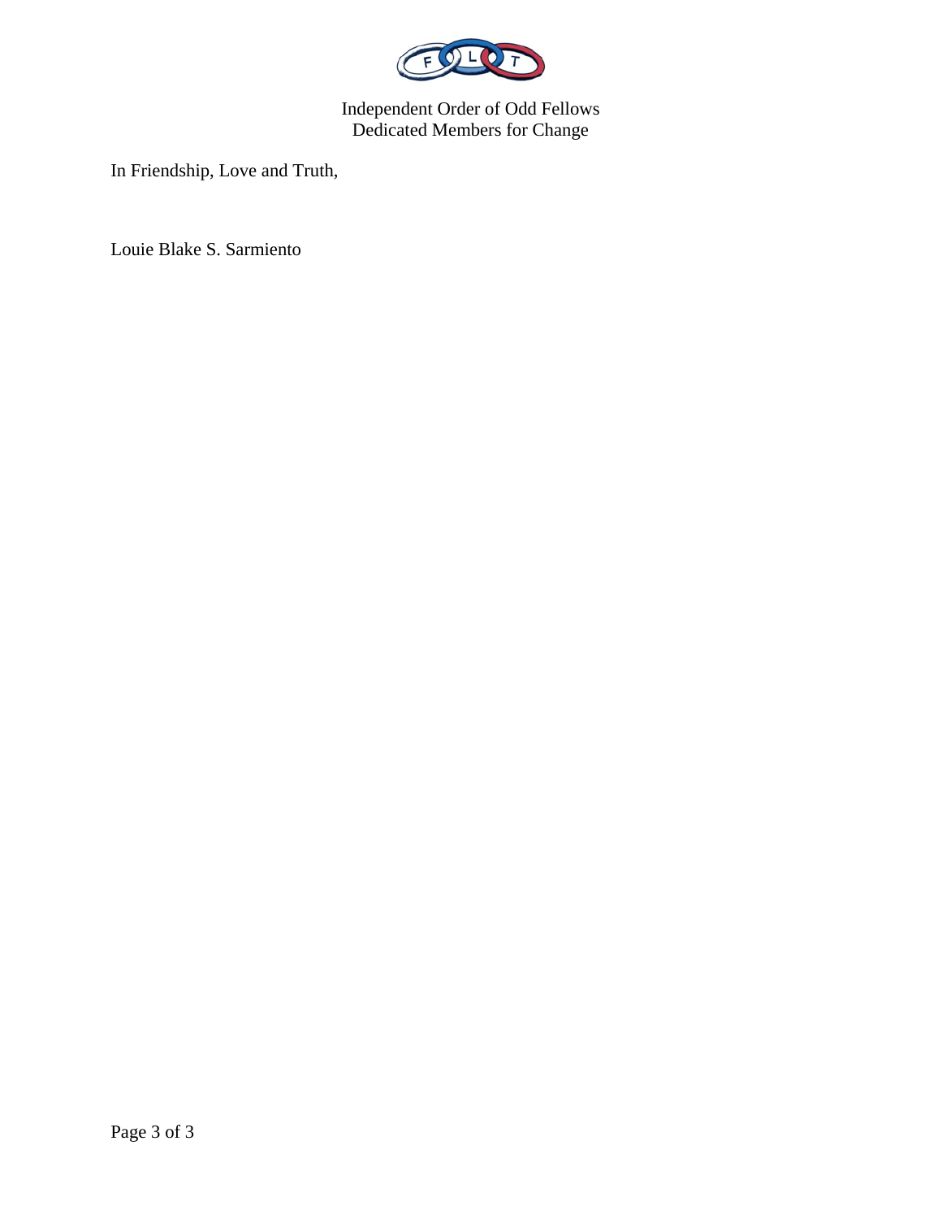Independent Order of Odd Fellows
Dedicated Members for Change

In Friendship, Love and Truth,

Louie Blake S. Sarmiento